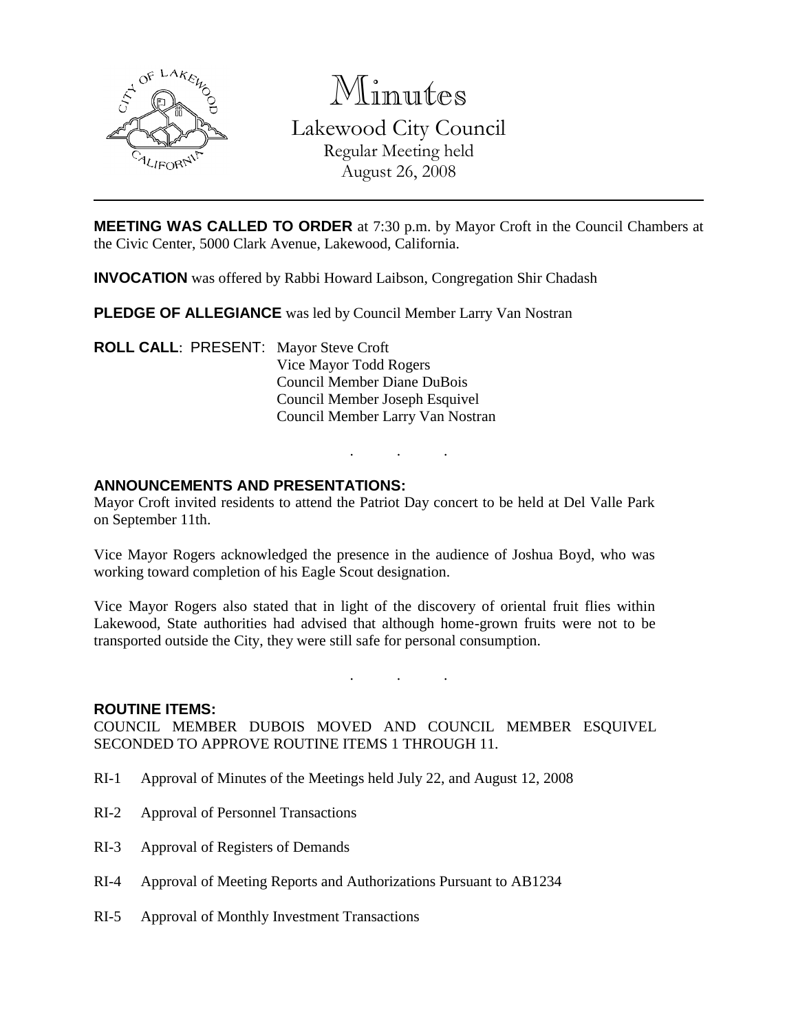# Minutes

## Lakewood City Council

Regular Meeting held
August 26, 2008

---

**MEETING WAS CALLED TO ORDER** at 7:30 p.m. by Mayor Croft in the Council Chambers at the Civic Center, 5000 Clark Avenue, Lakewood, California.

**INVOCATION** was offered by Rabbi Howard Laibson, Congregation Shir Chadash

**PLEDGE OF ALLEGIANCE** was led by Council Member Larry Van Nostran

**ROLL CALL**: PRESENT: Mayor Steve Croft
Vice Mayor Todd Rogers
Council Member Diane DuBois
Council Member Joseph Esquivel
Council Member Larry Van Nostran

. . .

**ANNOUNCEMENTS AND PRESENTATIONS:**

Mayor Croft invited residents to attend the Patriot Day concert to be held at Del Valle Park on September 11th.

Vice Mayor Rogers acknowledged the presence in the audience of Joshua Boyd, who was working toward completion of his Eagle Scout designation.

Vice Mayor Rogers also stated that in light of the discovery of oriental fruit flies within Lakewood, State authorities had advised that although home-grown fruits were not to be transported outside the City, they were still safe for personal consumption.

. . .

**ROUTINE ITEMS:**

COUNCIL MEMBER DUBOIS MOVED AND COUNCIL MEMBER ESQUIVEL SECONDED TO APPROVE ROUTINE ITEMS 1 THROUGH 11.

RI-1 Approval of Minutes of the Meetings held July 22, and August 12, 2008

RI-2 Approval of Personnel Transactions

RI-3 Approval of Registers of Demands

RI-4 Approval of Meeting Reports and Authorizations Pursuant to AB1234

RI-5 Approval of Monthly Investment Transactions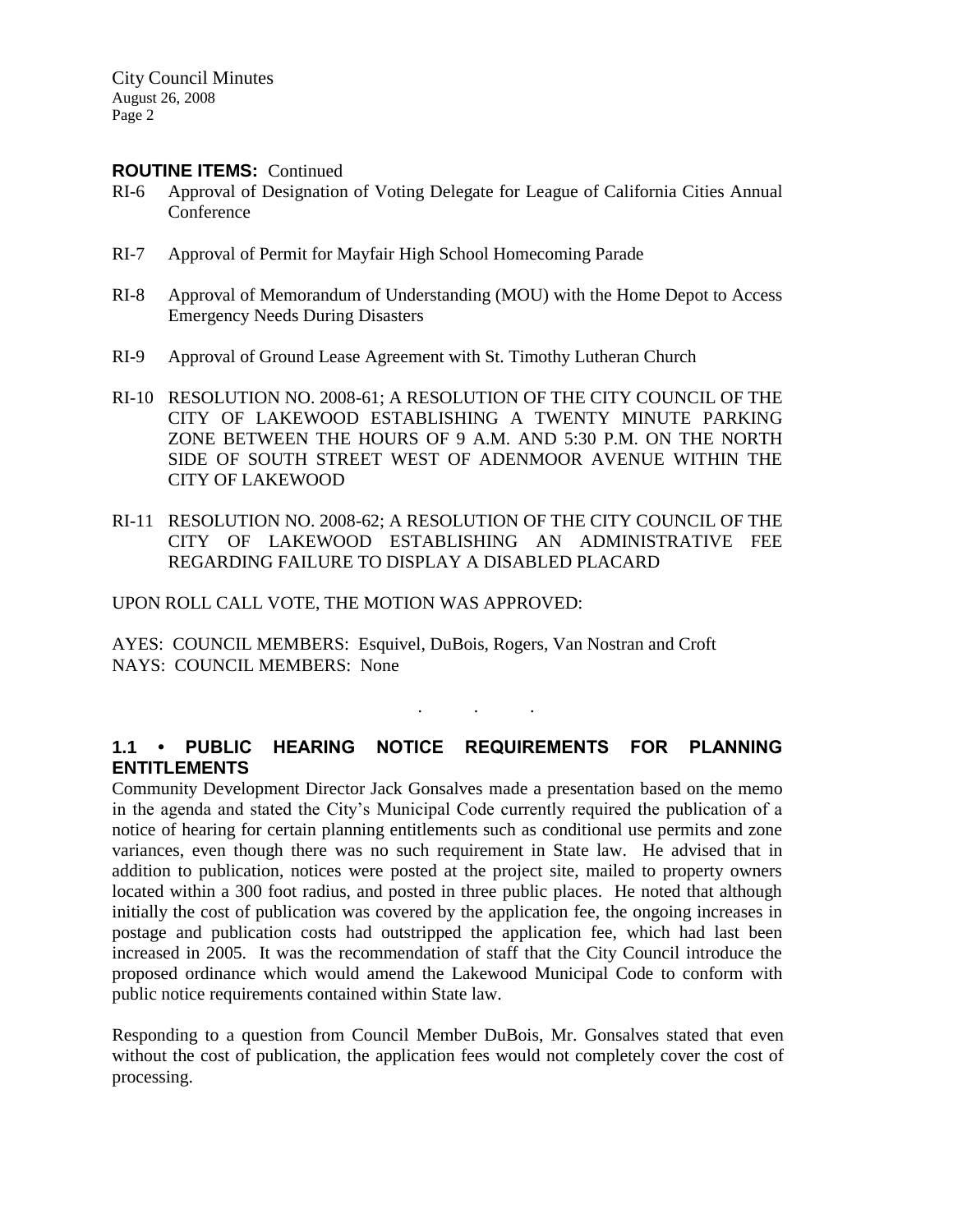**ROUTINE ITEMS:** Continued

RI-6 Approval of Designation of Voting Delegate for League of California Cities Annual Conference

RI-7 Approval of Permit for Mayfair High School Homecoming Parade

RI-8 Approval of Memorandum of Understanding (MOU) with the Home Depot to Access Emergency Needs During Disasters

RI-9 Approval of Ground Lease Agreement with St. Timothy Lutheran Church

RI-10 RESOLUTION NO. 2008-61; A RESOLUTION OF THE CITY COUNCIL OF THE CITY OF LAKEWOOD ESTABLISHING A TWENTY MINUTE PARKING ZONE BETWEEN THE HOURS OF 9 A.M. AND 5:30 P.M. ON THE NORTH SIDE OF SOUTH STREET WEST OF ADENMOOR AVENUE WITHIN THE CITY OF LAKEWOOD

RI-11 RESOLUTION NO. 2008-62; A RESOLUTION OF THE CITY COUNCIL OF THE CITY OF LAKEWOOD ESTABLISHING AN ADMINISTRATIVE FEE REGARDING FAILURE TO DISPLAY A DISABLED PLACARD

UPON ROLL CALL VOTE, THE MOTION WAS APPROVED:

AYES: COUNCIL MEMBERS: Esquivel, DuBois, Rogers, Van Nostran and Croft
NAYS: COUNCIL MEMBERS: None

. . .

**1.1 • PUBLIC HEARING NOTICE REQUIREMENTS FOR PLANNING ENTITLEMENTS**

Community Development Director Jack Gonsalves made a presentation based on the memo in the agenda and stated the City's Municipal Code currently required the publication of a notice of hearing for certain planning entitlements such as conditional use permits and zone variances, even though there was no such requirement in State law. He advised that in addition to publication, notices were posted at the project site, mailed to property owners located within a 300 foot radius, and posted in three public places. He noted that although initially the cost of publication was covered by the application fee, the ongoing increases in postage and publication costs had outstripped the application fee, which had last been increased in 2005. It was the recommendation of staff that the City Council introduce the proposed ordinance which would amend the Lakewood Municipal Code to conform with public notice requirements contained within State law.

Responding to a question from Council Member DuBois, Mr. Gonsalves stated that even without the cost of publication, the application fees would not completely cover the cost of processing.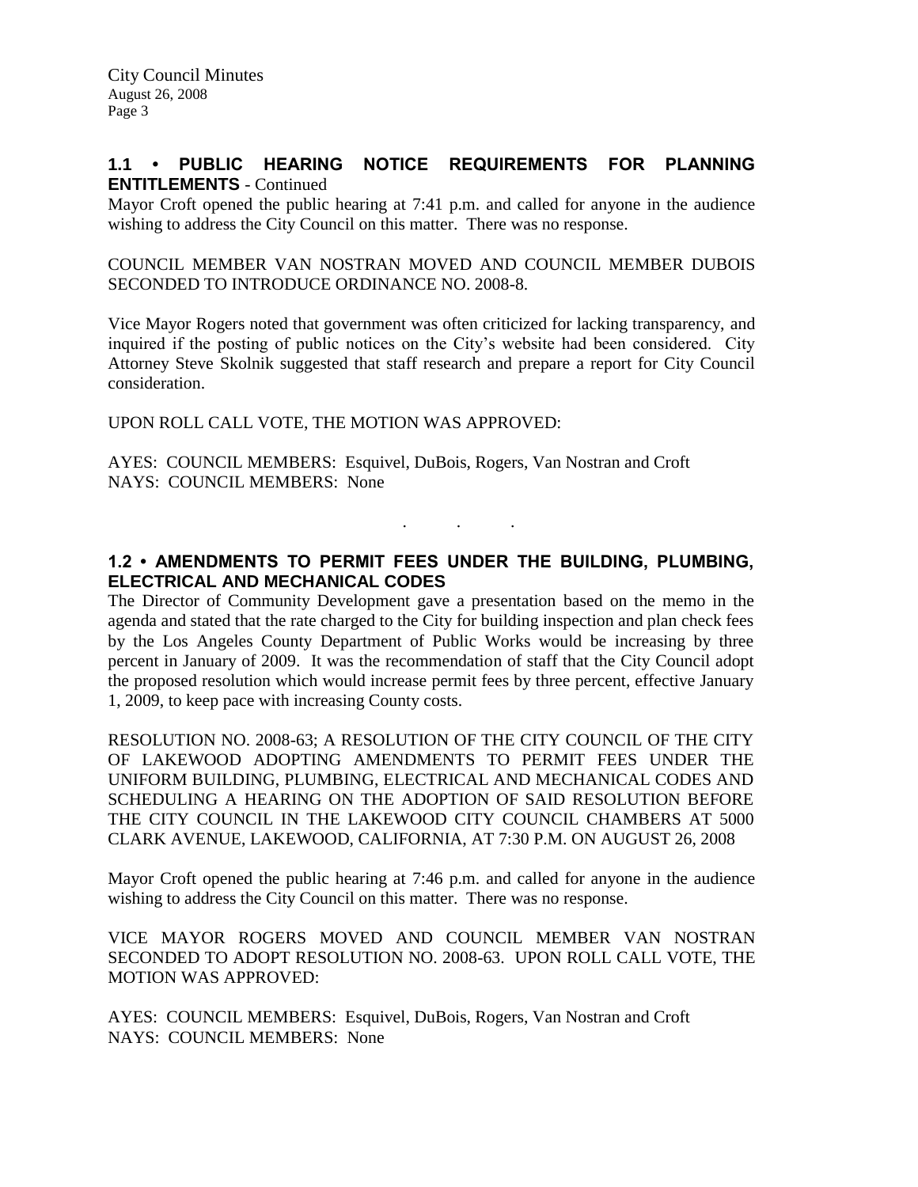### 1.1 • PUBLIC HEARING NOTICE REQUIREMENTS FOR PLANNING ENTITLEMENTS - Continued

Mayor Croft opened the public hearing at 7:41 p.m. and called for anyone in the audience wishing to address the City Council on this matter. There was no response.

COUNCIL MEMBER VAN NOSTRAN MOVED AND COUNCIL MEMBER DUBOIS SECONDED TO INTRODUCE ORDINANCE NO. 2008-8.

Vice Mayor Rogers noted that government was often criticized for lacking transparency, and inquired if the posting of public notices on the City's website had been considered. City Attorney Steve Skolnik suggested that staff research and prepare a report for City Council consideration.

UPON ROLL CALL VOTE, THE MOTION WAS APPROVED:

AYES: COUNCIL MEMBERS: Esquivel, DuBois, Rogers, Van Nostran and Croft
NAYS: COUNCIL MEMBERS: None

. . .

### 1.2 • AMENDMENTS TO PERMIT FEES UNDER THE BUILDING, PLUMBING, ELECTRICAL AND MECHANICAL CODES

The Director of Community Development gave a presentation based on the memo in the agenda and stated that the rate charged to the City for building inspection and plan check fees by the Los Angeles County Department of Public Works would be increasing by three percent in January of 2009. It was the recommendation of staff that the City Council adopt the proposed resolution which would increase permit fees by three percent, effective January 1, 2009, to keep pace with increasing County costs.

RESOLUTION NO. 2008-63; A RESOLUTION OF THE CITY COUNCIL OF THE CITY OF LAKEWOOD ADOPTING AMENDMENTS TO PERMIT FEES UNDER THE UNIFORM BUILDING, PLUMBING, ELECTRICAL AND MECHANICAL CODES AND SCHEDULING A HEARING ON THE ADOPTION OF SAID RESOLUTION BEFORE THE CITY COUNCIL IN THE LAKEWOOD CITY COUNCIL CHAMBERS AT 5000 CLARK AVENUE, LAKEWOOD, CALIFORNIA, AT 7:30 P.M. ON AUGUST 26, 2008

Mayor Croft opened the public hearing at 7:46 p.m. and called for anyone in the audience wishing to address the City Council on this matter. There was no response.

VICE MAYOR ROGERS MOVED AND COUNCIL MEMBER VAN NOSTRAN SECONDED TO ADOPT RESOLUTION NO. 2008-63. UPON ROLL CALL VOTE, THE MOTION WAS APPROVED:

AYES: COUNCIL MEMBERS: Esquivel, DuBois, Rogers, Van Nostran and Croft
NAYS: COUNCIL MEMBERS: None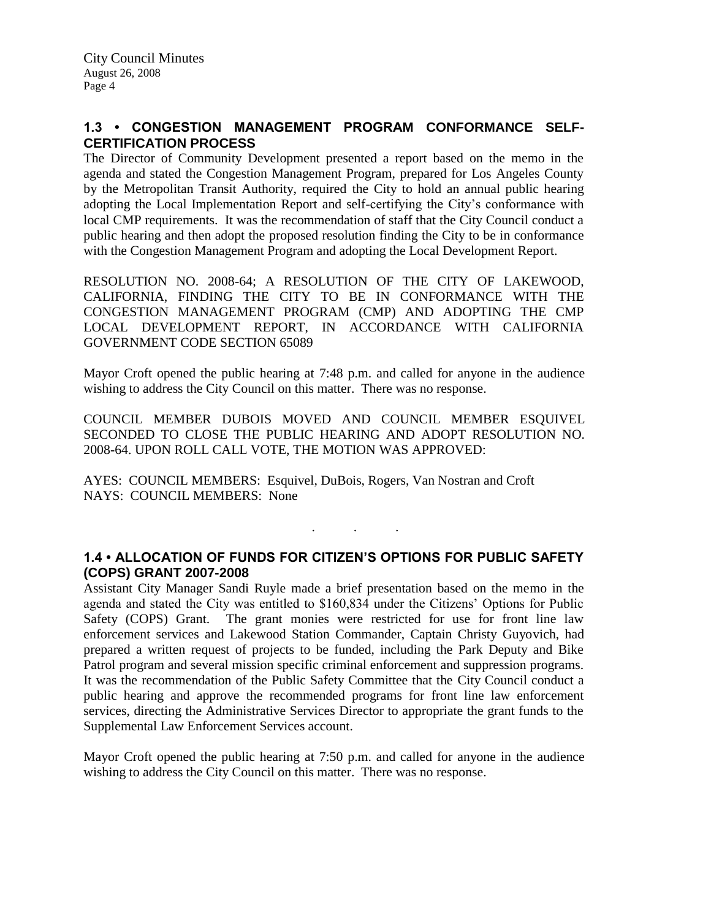## 1.3 • CONGESTION MANAGEMENT PROGRAM CONFORMANCE SELF-CERTIFICATION PROCESS

The Director of Community Development presented a report based on the memo in the agenda and stated the Congestion Management Program, prepared for Los Angeles County by the Metropolitan Transit Authority, required the City to hold an annual public hearing adopting the Local Implementation Report and self-certifying the City's conformance with local CMP requirements. It was the recommendation of staff that the City Council conduct a public hearing and then adopt the proposed resolution finding the City to be in conformance with the Congestion Management Program and adopting the Local Development Report.

RESOLUTION NO. 2008-64; A RESOLUTION OF THE CITY OF LAKEWOOD, CALIFORNIA, FINDING THE CITY TO BE IN CONFORMANCE WITH THE CONGESTION MANAGEMENT PROGRAM (CMP) AND ADOPTING THE CMP LOCAL DEVELOPMENT REPORT, IN ACCORDANCE WITH CALIFORNIA GOVERNMENT CODE SECTION 65089

Mayor Croft opened the public hearing at 7:48 p.m. and called for anyone in the audience wishing to address the City Council on this matter. There was no response.

COUNCIL MEMBER DUBOIS MOVED AND COUNCIL MEMBER ESQUIVEL SECONDED TO CLOSE THE PUBLIC HEARING AND ADOPT RESOLUTION NO. 2008-64. UPON ROLL CALL VOTE, THE MOTION WAS APPROVED:

AYES: COUNCIL MEMBERS: Esquivel, DuBois, Rogers, Van Nostran and Croft
NAYS: COUNCIL MEMBERS: None

. . .

## 1.4 • ALLOCATION OF FUNDS FOR CITIZEN'S OPTIONS FOR PUBLIC SAFETY (COPS) GRANT 2007-2008

Assistant City Manager Sandi Ruyle made a brief presentation based on the memo in the agenda and stated the City was entitled to $160,834 under the Citizens' Options for Public Safety (COPS) Grant. The grant monies were restricted for use for front line law enforcement services and Lakewood Station Commander, Captain Christy Guyovich, had prepared a written request of projects to be funded, including the Park Deputy and Bike Patrol program and several mission specific criminal enforcement and suppression programs. It was the recommendation of the Public Safety Committee that the City Council conduct a public hearing and approve the recommended programs for front line law enforcement services, directing the Administrative Services Director to appropriate the grant funds to the Supplemental Law Enforcement Services account.

Mayor Croft opened the public hearing at 7:50 p.m. and called for anyone in the audience wishing to address the City Council on this matter. There was no response.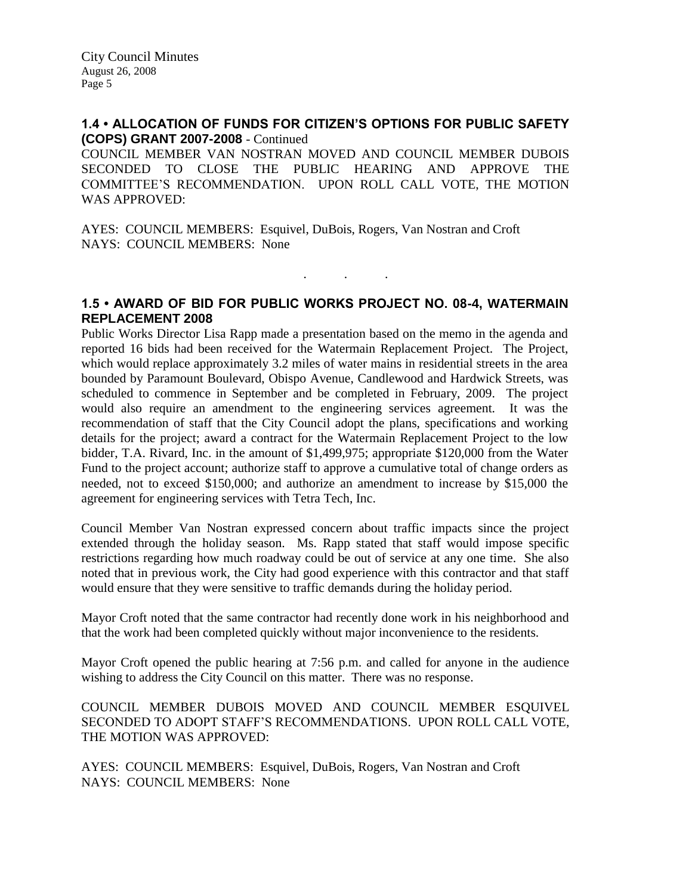## 1.4 • ALLOCATION OF FUNDS FOR CITIZEN'S OPTIONS FOR PUBLIC SAFETY (COPS) GRANT 2007-2008 - Continued

COUNCIL MEMBER VAN NOSTRAN MOVED AND COUNCIL MEMBER DUBOIS SECONDED TO CLOSE THE PUBLIC HEARING AND APPROVE THE COMMITTEE'S RECOMMENDATION. UPON ROLL CALL VOTE, THE MOTION WAS APPROVED:

AYES: COUNCIL MEMBERS: Esquivel, DuBois, Rogers, Van Nostran and Croft
NAYS: COUNCIL MEMBERS: None

. . .

## 1.5 • AWARD OF BID FOR PUBLIC WORKS PROJECT NO. 08-4, WATERMAIN REPLACEMENT 2008

Public Works Director Lisa Rapp made a presentation based on the memo in the agenda and reported 16 bids had been received for the Watermain Replacement Project. The Project, which would replace approximately 3.2 miles of water mains in residential streets in the area bounded by Paramount Boulevard, Obispo Avenue, Candlewood and Hardwick Streets, was scheduled to commence in September and be completed in February, 2009. The project would also require an amendment to the engineering services agreement. It was the recommendation of staff that the City Council adopt the plans, specifications and working details for the project; award a contract for the Watermain Replacement Project to the low bidder, T.A. Rivard, Inc. in the amount of $1,499,975; appropriate $120,000 from the Water Fund to the project account; authorize staff to approve a cumulative total of change orders as needed, not to exceed $150,000; and authorize an amendment to increase by $15,000 the agreement for engineering services with Tetra Tech, Inc.

Council Member Van Nostran expressed concern about traffic impacts since the project extended through the holiday season. Ms. Rapp stated that staff would impose specific restrictions regarding how much roadway could be out of service at any one time. She also noted that in previous work, the City had good experience with this contractor and that staff would ensure that they were sensitive to traffic demands during the holiday period.

Mayor Croft noted that the same contractor had recently done work in his neighborhood and that the work had been completed quickly without major inconvenience to the residents.

Mayor Croft opened the public hearing at 7:56 p.m. and called for anyone in the audience wishing to address the City Council on this matter. There was no response.

COUNCIL MEMBER DUBOIS MOVED AND COUNCIL MEMBER ESQUIVEL SECONDED TO ADOPT STAFF'S RECOMMENDATIONS. UPON ROLL CALL VOTE, THE MOTION WAS APPROVED:

AYES: COUNCIL MEMBERS: Esquivel, DuBois, Rogers, Van Nostran and Croft
NAYS: COUNCIL MEMBERS: None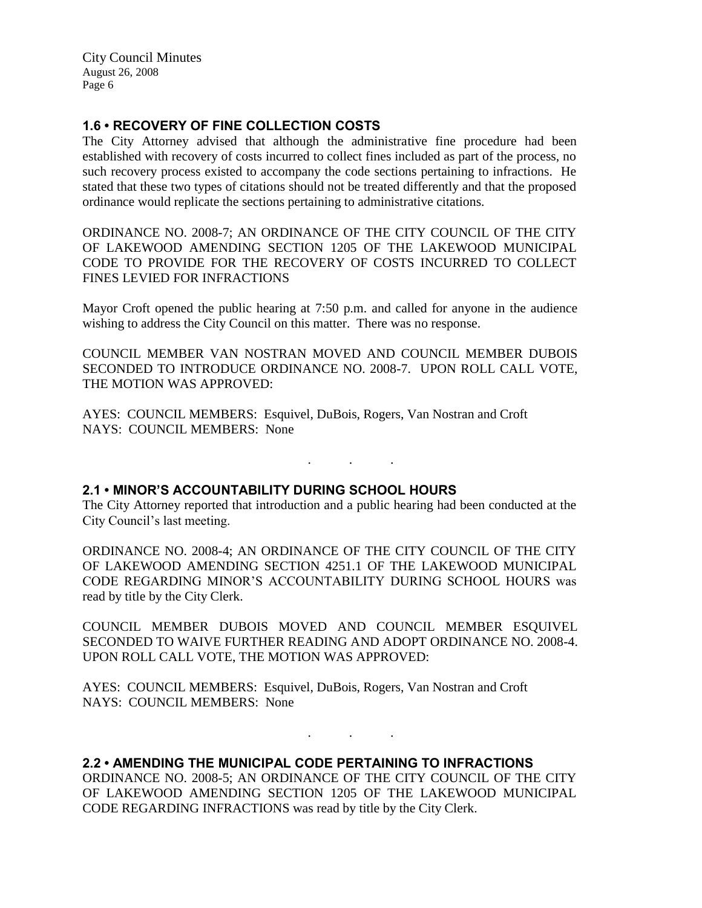### 1.6 • RECOVERY OF FINE COLLECTION COSTS

The City Attorney advised that although the administrative fine procedure had been established with recovery of costs incurred to collect fines included as part of the process, no such recovery process existed to accompany the code sections pertaining to infractions. He stated that these two types of citations should not be treated differently and that the proposed ordinance would replicate the sections pertaining to administrative citations.

ORDINANCE NO. 2008-7; AN ORDINANCE OF THE CITY COUNCIL OF THE CITY OF LAKEWOOD AMENDING SECTION 1205 OF THE LAKEWOOD MUNICIPAL CODE TO PROVIDE FOR THE RECOVERY OF COSTS INCURRED TO COLLECT FINES LEVIED FOR INFRACTIONS

Mayor Croft opened the public hearing at 7:50 p.m. and called for anyone in the audience wishing to address the City Council on this matter. There was no response.

COUNCIL MEMBER VAN NOSTRAN MOVED AND COUNCIL MEMBER DUBOIS SECONDED TO INTRODUCE ORDINANCE NO. 2008-7. UPON ROLL CALL VOTE, THE MOTION WAS APPROVED:

AYES: COUNCIL MEMBERS: Esquivel, DuBois, Rogers, Van Nostran and Croft
NAYS: COUNCIL MEMBERS: None

. . .

### 2.1 • MINOR'S ACCOUNTABILITY DURING SCHOOL HOURS

The City Attorney reported that introduction and a public hearing had been conducted at the City Council's last meeting.

ORDINANCE NO. 2008-4; AN ORDINANCE OF THE CITY COUNCIL OF THE CITY OF LAKEWOOD AMENDING SECTION 4251.1 OF THE LAKEWOOD MUNICIPAL CODE REGARDING MINOR'S ACCOUNTABILITY DURING SCHOOL HOURS was read by title by the City Clerk.

COUNCIL MEMBER DUBOIS MOVED AND COUNCIL MEMBER ESQUIVEL SECONDED TO WAIVE FURTHER READING AND ADOPT ORDINANCE NO. 2008-4. UPON ROLL CALL VOTE, THE MOTION WAS APPROVED:

AYES: COUNCIL MEMBERS: Esquivel, DuBois, Rogers, Van Nostran and Croft
NAYS: COUNCIL MEMBERS: None

. . .

### 2.2 • AMENDING THE MUNICIPAL CODE PERTAINING TO INFRACTIONS

ORDINANCE NO. 2008-5; AN ORDINANCE OF THE CITY COUNCIL OF THE CITY OF LAKEWOOD AMENDING SECTION 1205 OF THE LAKEWOOD MUNICIPAL CODE REGARDING INFRACTIONS was read by title by the City Clerk.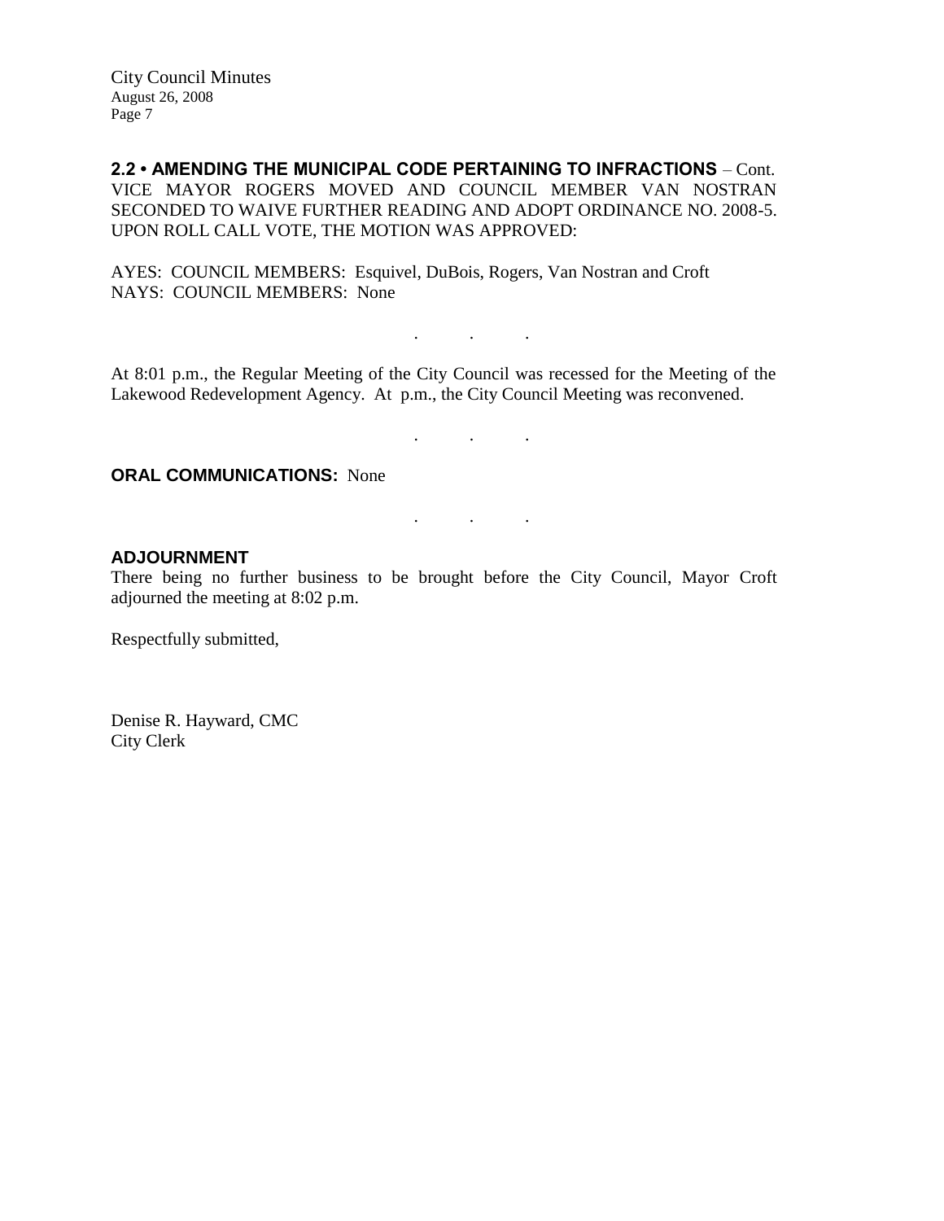**2.2 • AMENDING THE MUNICIPAL CODE PERTAINING TO INFRACTIONS** – Cont.
VICE MAYOR ROGERS MOVED AND COUNCIL MEMBER VAN NOSTRAN SECONDED TO WAIVE FURTHER READING AND ADOPT ORDINANCE NO. 2008-5. UPON ROLL CALL VOTE, THE MOTION WAS APPROVED:

AYES: COUNCIL MEMBERS: Esquivel, DuBois, Rogers, Van Nostran and Croft
NAYS: COUNCIL MEMBERS: None

. . .

At 8:01 p.m., the Regular Meeting of the City Council was recessed for the Meeting of the Lakewood Redevelopment Agency. At p.m., the City Council Meeting was reconvened.

. . .

**ORAL COMMUNICATIONS:** None

. . .

**ADJOURNMENT**
There being no further business to be brought before the City Council, Mayor Croft adjourned the meeting at 8:02 p.m.

Respectfully submitted,

Denise R. Hayward, CMC
City Clerk